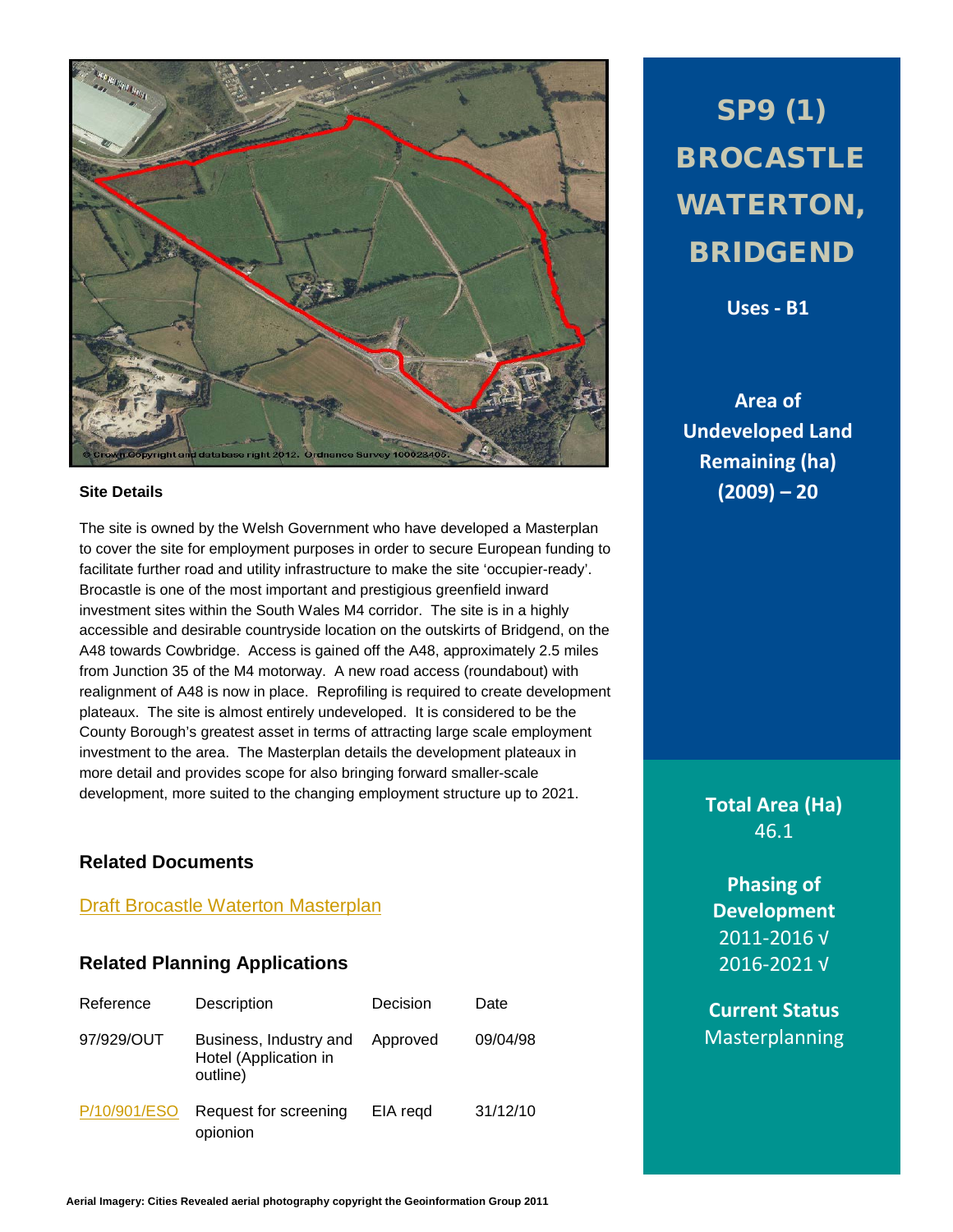# SP9 (1) BROCASTLE WATERTON, BRIDGEND

**Uses - B1**

**Area of Undeveloped Land Remaining (ha) (2009) – 20**

**Total Area (Ha)**
46.1

**Phasing of Development**
2011-2016 √
2016-2021 √

**Current Status**
Masterplanning

© Crown Copyright and database right 2012. Ordnance Survey 100023405.

### Site Details

The site is owned by the Welsh Government who have developed a Masterplan to cover the site for employment purposes in order to secure European funding to facilitate further road and utility infrastructure to make the site 'occupier-ready'. Brocastle is one of the most important and prestigious greenfield inward investment sites within the South Wales M4 corridor. The site is in a highly accessible and desirable countryside location on the outskirts of Bridgend, on the A48 towards Cowbridge. Access is gained off the A48, approximately 2.5 miles from Junction 35 of the M4 motorway. A new road access (roundabout) with realignment of A48 is now in place. Reprofiling is required to create development plateaux. The site is almost entirely undeveloped. It is considered to be the County Borough's greatest asset in terms of attracting large scale employment investment to the area. The Masterplan details the development plateaux in more detail and provides scope for also bringing forward smaller-scale development, more suited to the changing employment structure up to 2021.

## Related Documents

Draft Brocastle Waterton Masterplan

## Related Planning Applications

| Reference | Description | Decision | Date |
|---|---|---|---|
| 97/929/OUT | Business, Industry and Hotel (Application in outline) | Approved | 09/04/98 |
| P/10/901/ESO | Request for screening opionion | EIA reqd | 31/12/10 |

Aerial Imagery: Cities Revealed aerial photography copyright the Geoinformation Group 2011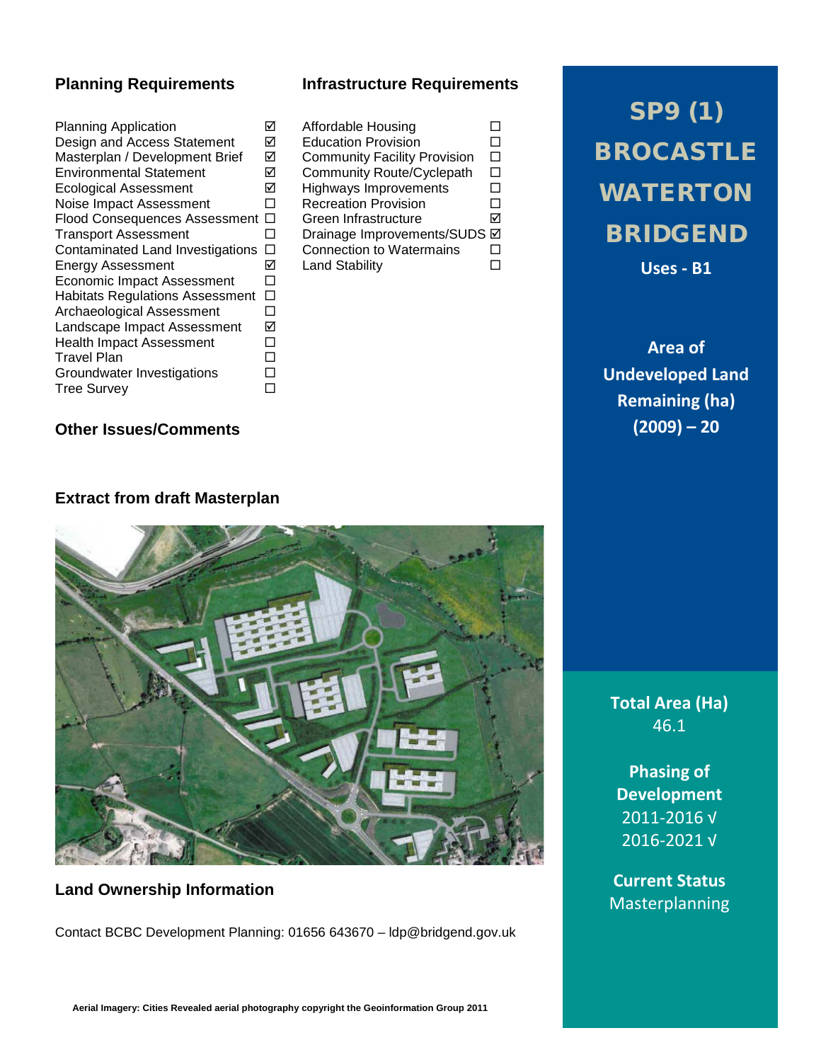## Planning Requirements

| | |
|---|---|
| Planning Application | ☑ |
| Design and Access Statement | ☑ |
| Masterplan / Development Brief | ☑ |
| Environmental Statement | ☑ |
| Ecological Assessment | ☑ |
| Noise Impact Assessment | ☐ |
| Flood Consequences Assessment | ☐ |
| Transport Assessment | ☐ |
| Contaminated Land Investigations | ☐ |
| Energy Assessment | ☑ |
| Economic Impact Assessment | ☐ |
| Habitats Regulations Assessment | ☐ |
| Archaeological Assessment | ☐ |
| Landscape Impact Assessment | ☑ |
| Health Impact Assessment | ☐ |
| Travel Plan | ☐ |
| Groundwater Investigations | ☐ |
| Tree Survey | ☐ |

## Infrastructure Requirements

| | |
|---|---|
| Affordable Housing | ☐ |
| Education Provision | ☐ |
| Community Facility Provision | ☐ |
| Community Route/Cyclepath | ☐ |
| Highways Improvements | ☐ |
| Recreation Provision | ☐ |
| Green Infrastructure | ☑ |
| Drainage Improvements/SUDS | ☑ |
| Connection to Watermains | ☐ |
| Land Stability | ☐ |

# SP9 (1) BROCASTLE WATERTON BRIDGEND

**Uses - B1**

**Area of Undeveloped Land Remaining (ha) (2009) – 20**

**Total Area (Ha)**
46.1

**Phasing of Development**
2011-2016 √
2016-2021 √

**Current Status**
Masterplanning

## Other Issues/Comments

## Extract from draft Masterplan

## Land Ownership Information

Contact BCBC Development Planning: 01656 643670 – ldp@bridgend.gov.uk

**Aerial Imagery: Cities Revealed aerial photography copyright the Geoinformation Group 2011**